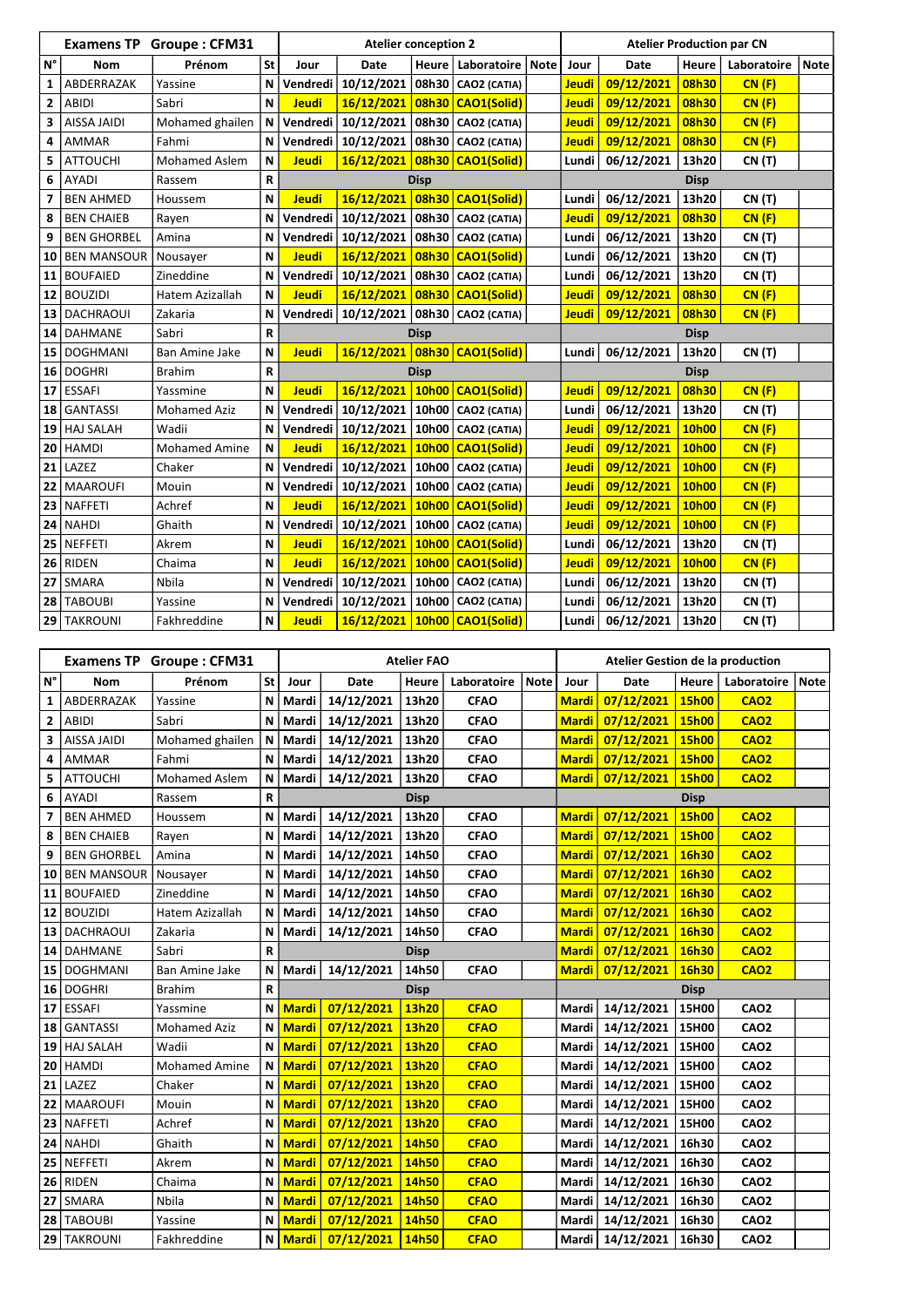| Examens TP | Groupe : CFM31 | | | Atelier conception 2 | | | | | Atelier Production par CN | | | | |
|---|---|---|---|---|---|---|---|---|---|---|---|---|---|
| N° | Nom | Prénom | St | Jour | Date | Heure | Laboratoire | Note | Jour | Date | Heure | Laboratoire | Note |
| 1 | ABDERRAZAK | Yassine | N | Vendredi | 10/12/2021 | 08h30 | CAO2 (CATIA) | | Jeudi | 09/12/2021 | 08h30 | CN (F) | |
| 2 | ABIDI | Sabri | N | Jeudi | 16/12/2021 | 08h30 | CAO1(Solid) | | Jeudi | 09/12/2021 | 08h30 | CN (F) | |
| 3 | AISSA JAIDI | Mohamed ghailen | N | Vendredi | 10/12/2021 | 08h30 | CAO2 (CATIA) | | Jeudi | 09/12/2021 | 08h30 | CN (F) | |
| 4 | AMMAR | Fahmi | N | Vendredi | 10/12/2021 | 08h30 | CAO2 (CATIA) | | Jeudi | 09/12/2021 | 08h30 | CN (F) | |
| 5 | ATTOUCHI | Mohamed Aslem | N | Jeudi | 16/12/2021 | 08h30 | CAO1(Solid) | | Lundi | 06/12/2021 | 13h20 | CN (T) | |
| 6 | AYADI | Rassem | R | | | Disp | | | | | Disp | | |
| 7 | BEN AHMED | Houssem | N | Jeudi | 16/12/2021 | 08h30 | CAO1(Solid) | | Lundi | 06/12/2021 | 13h20 | CN (T) | |
| 8 | BEN CHAIEB | Rayen | N | Vendredi | 10/12/2021 | 08h30 | CAO2 (CATIA) | | Jeudi | 09/12/2021 | 08h30 | CN (F) | |
| 9 | BEN GHORBEL | Amina | N | Vendredi | 10/12/2021 | 08h30 | CAO2 (CATIA) | | Lundi | 06/12/2021 | 13h20 | CN (T) | |
| 10 | BEN MANSOUR | Nousayer | N | Jeudi | 16/12/2021 | 08h30 | CAO1(Solid) | | Lundi | 06/12/2021 | 13h20 | CN (T) | |
| 11 | BOUFAIED | Zineddine | N | Vendredi | 10/12/2021 | 08h30 | CAO2 (CATIA) | | Lundi | 06/12/2021 | 13h20 | CN (T) | |
| 12 | BOUZIDI | Hatem Azizallah | N | Jeudi | 16/12/2021 | 08h30 | CAO1(Solid) | | Jeudi | 09/12/2021 | 08h30 | CN (F) | |
| 13 | DACHRAOUI | Zakaria | N | Vendredi | 10/12/2021 | 08h30 | CAO2 (CATIA) | | Jeudi | 09/12/2021 | 08h30 | CN (F) | |
| 14 | DAHMANE | Sabri | R | | | Disp | | | | | Disp | | |
| 15 | DOGHMANI | Ban Amine Jake | N | Jeudi | 16/12/2021 | 08h30 | CAO1(Solid) | | Lundi | 06/12/2021 | 13h20 | CN (T) | |
| 16 | DOGHRI | Brahim | R | | | Disp | | | | | Disp | | |
| 17 | ESSAFI | Yassmine | N | Jeudi | 16/12/2021 | 10h00 | CAO1(Solid) | | Jeudi | 09/12/2021 | 08h30 | CN (F) | |
| 18 | GANTASSI | Mohamed Aziz | N | Vendredi | 10/12/2021 | 10h00 | CAO2 (CATIA) | | Lundi | 06/12/2021 | 13h20 | CN (T) | |
| 19 | HAJ SALAH | Wadii | N | Vendredi | 10/12/2021 | 10h00 | CAO2 (CATIA) | | Jeudi | 09/12/2021 | 10h00 | CN (F) | |
| 20 | HAMDI | Mohamed Amine | N | Jeudi | 16/12/2021 | 10h00 | CAO1(Solid) | | Jeudi | 09/12/2021 | 10h00 | CN (F) | |
| 21 | LAZEZ | Chaker | N | Vendredi | 10/12/2021 | 10h00 | CAO2 (CATIA) | | Jeudi | 09/12/2021 | 10h00 | CN (F) | |
| 22 | MAAROUFI | Mouin | N | Vendredi | 10/12/2021 | 10h00 | CAO2 (CATIA) | | Jeudi | 09/12/2021 | 10h00 | CN (F) | |
| 23 | NAFFETI | Achref | N | Jeudi | 16/12/2021 | 10h00 | CAO1(Solid) | | Jeudi | 09/12/2021 | 10h00 | CN (F) | |
| 24 | NAHDI | Ghaith | N | Vendredi | 10/12/2021 | 10h00 | CAO2 (CATIA) | | Jeudi | 09/12/2021 | 10h00 | CN (F) | |
| 25 | NEFFETI | Akrem | N | Jeudi | 16/12/2021 | 10h00 | CAO1(Solid) | | Lundi | 06/12/2021 | 13h20 | CN (T) | |
| 26 | RIDEN | Chaima | N | Jeudi | 16/12/2021 | 10h00 | CAO1(Solid) | | Jeudi | 09/12/2021 | 10h00 | CN (F) | |
| 27 | SMARA | Nbila | N | Vendredi | 10/12/2021 | 10h00 | CAO2 (CATIA) | | Lundi | 06/12/2021 | 13h20 | CN (T) | |
| 28 | TABOUBI | Yassine | N | Vendredi | 10/12/2021 | 10h00 | CAO2 (CATIA) | | Lundi | 06/12/2021 | 13h20 | CN (T) | |
| 29 | TAKROUNI | Fakhreddine | N | Jeudi | 16/12/2021 | 10h00 | CAO1(Solid) | | Lundi | 06/12/2021 | 13h20 | CN (T) | |

| Examens TP | Groupe : CFM31 | | | Atelier FAO | | | | | Atelier Gestion de la production | | | | |
|---|---|---|---|---|---|---|---|---|---|---|---|---|---|
| N° | Nom | Prénom | St | Jour | Date | Heure | Laboratoire | Note | Jour | Date | Heure | Laboratoire | Note |
| 1 | ABDERRAZAK | Yassine | N | Mardi | 14/12/2021 | 13h20 | CFAO | | Mardi | 07/12/2021 | 15h00 | CAO2 | |
| 2 | ABIDI | Sabri | N | Mardi | 14/12/2021 | 13h20 | CFAO | | Mardi | 07/12/2021 | 15h00 | CAO2 | |
| 3 | AISSA JAIDI | Mohamed ghailen | N | Mardi | 14/12/2021 | 13h20 | CFAO | | Mardi | 07/12/2021 | 15h00 | CAO2 | |
| 4 | AMMAR | Fahmi | N | Mardi | 14/12/2021 | 13h20 | CFAO | | Mardi | 07/12/2021 | 15h00 | CAO2 | |
| 5 | ATTOUCHI | Mohamed Aslem | N | Mardi | 14/12/2021 | 13h20 | CFAO | | Mardi | 07/12/2021 | 15h00 | CAO2 | |
| 6 | AYADI | Rassem | R | | | Disp | | | | | Disp | | |
| 7 | BEN AHMED | Houssem | N | Mardi | 14/12/2021 | 13h20 | CFAO | | Mardi | 07/12/2021 | 15h00 | CAO2 | |
| 8 | BEN CHAIEB | Rayen | N | Mardi | 14/12/2021 | 13h20 | CFAO | | Mardi | 07/12/2021 | 15h00 | CAO2 | |
| 9 | BEN GHORBEL | Amina | N | Mardi | 14/12/2021 | 14h50 | CFAO | | Mardi | 07/12/2021 | 16h30 | CAO2 | |
| 10 | BEN MANSOUR | Nousayer | N | Mardi | 14/12/2021 | 14h50 | CFAO | | Mardi | 07/12/2021 | 16h30 | CAO2 | |
| 11 | BOUFAIED | Zineddine | N | Mardi | 14/12/2021 | 14h50 | CFAO | | Mardi | 07/12/2021 | 16h30 | CAO2 | |
| 12 | BOUZIDI | Hatem Azizallah | N | Mardi | 14/12/2021 | 14h50 | CFAO | | Mardi | 07/12/2021 | 16h30 | CAO2 | |
| 13 | DACHRAOUI | Zakaria | N | Mardi | 14/12/2021 | 14h50 | CFAO | | Mardi | 07/12/2021 | 16h30 | CAO2 | |
| 14 | DAHMANE | Sabri | R | | | Disp | | | Mardi | 07/12/2021 | 16h30 | CAO2 | |
| 15 | DOGHMANI | Ban Amine Jake | N | Mardi | 14/12/2021 | 14h50 | CFAO | | Mardi | 07/12/2021 | 16h30 | CAO2 | |
| 16 | DOGHRI | Brahim | R | | | Disp | | | | | Disp | | |
| 17 | ESSAFI | Yassmine | N | Mardi | 07/12/2021 | 13h20 | CFAO | | Mardi | 14/12/2021 | 15H00 | CAO2 | |
| 18 | GANTASSI | Mohamed Aziz | N | Mardi | 07/12/2021 | 13h20 | CFAO | | Mardi | 14/12/2021 | 15H00 | CAO2 | |
| 19 | HAJ SALAH | Wadii | N | Mardi | 07/12/2021 | 13h20 | CFAO | | Mardi | 14/12/2021 | 15H00 | CAO2 | |
| 20 | HAMDI | Mohamed Amine | N | Mardi | 07/12/2021 | 13h20 | CFAO | | Mardi | 14/12/2021 | 15H00 | CAO2 | |
| 21 | LAZEZ | Chaker | N | Mardi | 07/12/2021 | 13h20 | CFAO | | Mardi | 14/12/2021 | 15H00 | CAO2 | |
| 22 | MAAROUFI | Mouin | N | Mardi | 07/12/2021 | 13h20 | CFAO | | Mardi | 14/12/2021 | 15H00 | CAO2 | |
| 23 | NAFFETI | Achref | N | Mardi | 07/12/2021 | 13h20 | CFAO | | Mardi | 14/12/2021 | 15H00 | CAO2 | |
| 24 | NAHDI | Ghaith | N | Mardi | 07/12/2021 | 14h50 | CFAO | | Mardi | 14/12/2021 | 16h30 | CAO2 | |
| 25 | NEFFETI | Akrem | N | Mardi | 07/12/2021 | 14h50 | CFAO | | Mardi | 14/12/2021 | 16h30 | CAO2 | |
| 26 | RIDEN | Chaima | N | Mardi | 07/12/2021 | 14h50 | CFAO | | Mardi | 14/12/2021 | 16h30 | CAO2 | |
| 27 | SMARA | Nbila | N | Mardi | 07/12/2021 | 14h50 | CFAO | | Mardi | 14/12/2021 | 16h30 | CAO2 | |
| 28 | TABOUBI | Yassine | N | Mardi | 07/12/2021 | 14h50 | CFAO | | Mardi | 14/12/2021 | 16h30 | CAO2 | |
| 29 | TAKROUNI | Fakhreddine | N | Mardi | 07/12/2021 | 14h50 | CFAO | | Mardi | 14/12/2021 | 16h30 | CAO2 | |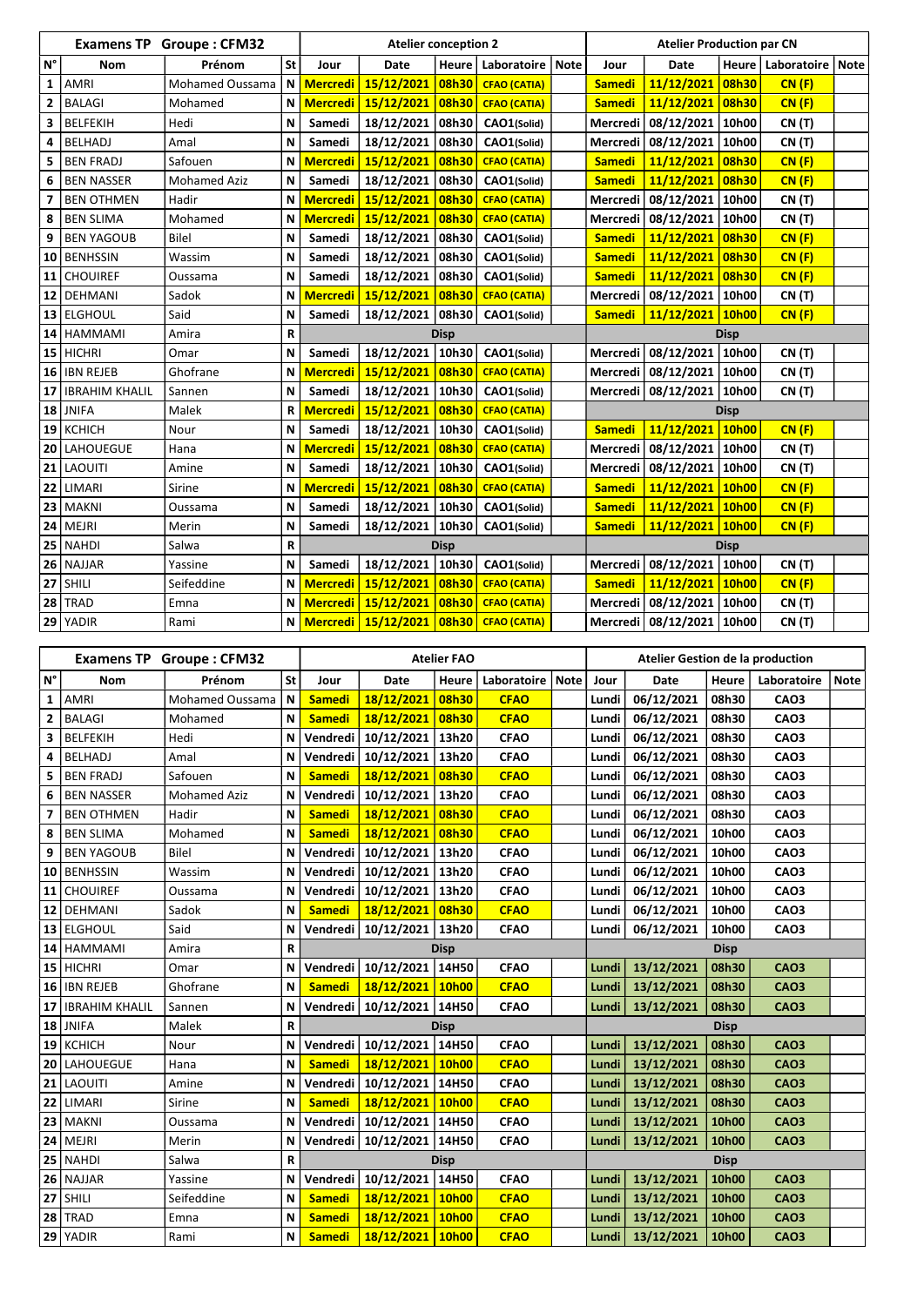| Examens TP | Groupe : CFM32 | | | Atelier conception 2 | | | | | Atelier Production par CN | | | | |
|---|---|---|---|---|---|---|---|---|---|---|---|---|---|
| N° | Nom | Prénom | St | Jour | Date | Heure | Laboratoire | Note | Jour | Date | Heure | Laboratoire | Note |
| 1 | AMRI | Mohamed Oussama | N | Mercredi | 15/12/2021 | 08h30 | CFAO (CATIA) | | Samedi | 11/12/2021 | 08h30 | CN (F) | |
| 2 | BALAGI | Mohamed | N | Mercredi | 15/12/2021 | 08h30 | CFAO (CATIA) | | Samedi | 11/12/2021 | 08h30 | CN (F) | |
| 3 | BELFEKIH | Hedi | N | Samedi | 18/12/2021 | 08h30 | CAO1(Solid) | | Mercredi | 08/12/2021 | 10h00 | CN (T) | |
| 4 | BELHADJ | Amal | N | Samedi | 18/12/2021 | 08h30 | CAO1(Solid) | | Mercredi | 08/12/2021 | 10h00 | CN (T) | |
| 5 | BEN FRADJ | Safouen | N | Mercredi | 15/12/2021 | 08h30 | CFAO (CATIA) | | Samedi | 11/12/2021 | 08h30 | CN (F) | |
| 6 | BEN NASSER | Mohamed Aziz | N | Samedi | 18/12/2021 | 08h30 | CAO1(Solid) | | Samedi | 11/12/2021 | 08h30 | CN (F) | |
| 7 | BEN OTHMEN | Hadir | N | Mercredi | 15/12/2021 | 08h30 | CFAO (CATIA) | | Mercredi | 08/12/2021 | 10h00 | CN (T) | |
| 8 | BEN SLIMA | Mohamed | N | Mercredi | 15/12/2021 | 08h30 | CFAO (CATIA) | | Mercredi | 08/12/2021 | 10h00 | CN (T) | |
| 9 | BEN YAGOUB | Bilel | N | Samedi | 18/12/2021 | 08h30 | CAO1(Solid) | | Samedi | 11/12/2021 | 08h30 | CN (F) | |
| 10 | BENHSSIN | Wassim | N | Samedi | 18/12/2021 | 08h30 | CAO1(Solid) | | Samedi | 11/12/2021 | 08h30 | CN (F) | |
| 11 | CHOUIREF | Oussama | N | Samedi | 18/12/2021 | 08h30 | CAO1(Solid) | | Samedi | 11/12/2021 | 08h30 | CN (F) | |
| 12 | DEHMANI | Sadok | N | Mercredi | 15/12/2021 | 08h30 | CFAO (CATIA) | | Mercredi | 08/12/2021 | 10h00 | CN (T) | |
| 13 | ELGHOUL | Said | N | Samedi | 18/12/2021 | 08h30 | CAO1(Solid) | | Samedi | 11/12/2021 | 10h00 | CN (F) | |
| 14 | HAMMAMI | Amira | R | | | Disp | | | | | Disp | | |
| 15 | HICHRI | Omar | N | Samedi | 18/12/2021 | 10h30 | CAO1(Solid) | | Mercredi | 08/12/2021 | 10h00 | CN (T) | |
| 16 | IBN REJEB | Ghofrane | N | Mercredi | 15/12/2021 | 08h30 | CFAO (CATIA) | | Mercredi | 08/12/2021 | 10h00 | CN (T) | |
| 17 | IBRAHIM KHALIL | Sannen | N | Samedi | 18/12/2021 | 10h30 | CAO1(Solid) | | Mercredi | 08/12/2021 | 10h00 | CN (T) | |
| 18 | JNIFA | Malek | R | Mercredi | 15/12/2021 | 08h30 | CFAO (CATIA) | | | | Disp | | |
| 19 | KCHICH | Nour | N | Samedi | 18/12/2021 | 10h30 | CAO1(Solid) | | Samedi | 11/12/2021 | 10h00 | CN (F) | |
| 20 | LAHOUEGUE | Hana | N | Mercredi | 15/12/2021 | 08h30 | CFAO (CATIA) | | Mercredi | 08/12/2021 | 10h00 | CN (T) | |
| 21 | LAOUITI | Amine | N | Samedi | 18/12/2021 | 10h30 | CAO1(Solid) | | Mercredi | 08/12/2021 | 10h00 | CN (T) | |
| 22 | LIMARI | Sirine | N | Mercredi | 15/12/2021 | 08h30 | CFAO (CATIA) | | Samedi | 11/12/2021 | 10h00 | CN (F) | |
| 23 | MAKNI | Oussama | N | Samedi | 18/12/2021 | 10h30 | CAO1(Solid) | | Samedi | 11/12/2021 | 10h00 | CN (F) | |
| 24 | MEJRI | Merin | N | Samedi | 18/12/2021 | 10h30 | CAO1(Solid) | | Samedi | 11/12/2021 | 10h00 | CN (F) | |
| 25 | NAHDI | Salwa | R | | | Disp | | | | | Disp | | |
| 26 | NAJJAR | Yassine | N | Samedi | 18/12/2021 | 10h30 | CAO1(Solid) | | Mercredi | 08/12/2021 | 10h00 | CN (T) | |
| 27 | SHILI | Seifeddine | N | Mercredi | 15/12/2021 | 08h30 | CFAO (CATIA) | | Samedi | 11/12/2021 | 10h00 | CN (F) | |
| 28 | TRAD | Emna | N | Mercredi | 15/12/2021 | 08h30 | CFAO (CATIA) | | Mercredi | 08/12/2021 | 10h00 | CN (T) | |
| 29 | YADIR | Rami | N | Mercredi | 15/12/2021 | 08h30 | CFAO (CATIA) | | Mercredi | 08/12/2021 | 10h00 | CN (T) | |

| Examens TP | Groupe : CFM32 | | | Atelier FAO | | | | | Atelier Gestion de la production | | | | |
|---|---|---|---|---|---|---|---|---|---|---|---|---|---|
| N° | Nom | Prénom | St | Jour | Date | Heure | Laboratoire | Note | Jour | Date | Heure | Laboratoire | Note |
| 1 | AMRI | Mohamed Oussama | N | Samedi | 18/12/2021 | 08h30 | CFAO | | Lundi | 06/12/2021 | 08h30 | CAO3 | |
| 2 | BALAGI | Mohamed | N | Samedi | 18/12/2021 | 08h30 | CFAO | | Lundi | 06/12/2021 | 08h30 | CAO3 | |
| 3 | BELFEKIH | Hedi | N | Vendredi | 10/12/2021 | 13h20 | CFAO | | Lundi | 06/12/2021 | 08h30 | CAO3 | |
| 4 | BELHADJ | Amal | N | Vendredi | 10/12/2021 | 13h20 | CFAO | | Lundi | 06/12/2021 | 08h30 | CAO3 | |
| 5 | BEN FRADJ | Safouen | N | Samedi | 18/12/2021 | 08h30 | CFAO | | Lundi | 06/12/2021 | 08h30 | CAO3 | |
| 6 | BEN NASSER | Mohamed Aziz | N | Vendredi | 10/12/2021 | 13h20 | CFAO | | Lundi | 06/12/2021 | 08h30 | CAO3 | |
| 7 | BEN OTHMEN | Hadir | N | Samedi | 18/12/2021 | 08h30 | CFAO | | Lundi | 06/12/2021 | 08h30 | CAO3 | |
| 8 | BEN SLIMA | Mohamed | N | Samedi | 18/12/2021 | 08h30 | CFAO | | Lundi | 06/12/2021 | 10h00 | CAO3 | |
| 9 | BEN YAGOUB | Bilel | N | Vendredi | 10/12/2021 | 13h20 | CFAO | | Lundi | 06/12/2021 | 10h00 | CAO3 | |
| 10 | BENHSSIN | Wassim | N | Vendredi | 10/12/2021 | 13h20 | CFAO | | Lundi | 06/12/2021 | 10h00 | CAO3 | |
| 11 | CHOUIREF | Oussama | N | Vendredi | 10/12/2021 | 13h20 | CFAO | | Lundi | 06/12/2021 | 10h00 | CAO3 | |
| 12 | DEHMANI | Sadok | N | Samedi | 18/12/2021 | 08h30 | CFAO | | Lundi | 06/12/2021 | 10h00 | CAO3 | |
| 13 | ELGHOUL | Said | N | Vendredi | 10/12/2021 | 13h20 | CFAO | | Lundi | 06/12/2021 | 10h00 | CAO3 | |
| 14 | HAMMAMI | Amira | R | | | Disp | | | | | Disp | | |
| 15 | HICHRI | Omar | N | Vendredi | 10/12/2021 | 14H50 | CFAO | | Lundi | 13/12/2021 | 08h30 | CAO3 | |
| 16 | IBN REJEB | Ghofrane | N | Samedi | 18/12/2021 | 10h00 | CFAO | | Lundi | 13/12/2021 | 08h30 | CAO3 | |
| 17 | IBRAHIM KHALIL | Sannen | N | Vendredi | 10/12/2021 | 14H50 | CFAO | | Lundi | 13/12/2021 | 08h30 | CAO3 | |
| 18 | JNIFA | Malek | R | | | Disp | | | | | Disp | | |
| 19 | KCHICH | Nour | N | Vendredi | 10/12/2021 | 14H50 | CFAO | | Lundi | 13/12/2021 | 08h30 | CAO3 | |
| 20 | LAHOUEGUE | Hana | N | Samedi | 18/12/2021 | 10h00 | CFAO | | Lundi | 13/12/2021 | 08h30 | CAO3 | |
| 21 | LAOUITI | Amine | N | Vendredi | 10/12/2021 | 14H50 | CFAO | | Lundi | 13/12/2021 | 08h30 | CAO3 | |
| 22 | LIMARI | Sirine | N | Samedi | 18/12/2021 | 10h00 | CFAO | | Lundi | 13/12/2021 | 08h30 | CAO3 | |
| 23 | MAKNI | Oussama | N | Vendredi | 10/12/2021 | 14H50 | CFAO | | Lundi | 13/12/2021 | 10h00 | CAO3 | |
| 24 | MEJRI | Merin | N | Vendredi | 10/12/2021 | 14H50 | CFAO | | Lundi | 13/12/2021 | 10h00 | CAO3 | |
| 25 | NAHDI | Salwa | R | | | Disp | | | | | Disp | | |
| 26 | NAJJAR | Yassine | N | Vendredi | 10/12/2021 | 14H50 | CFAO | | Lundi | 13/12/2021 | 10h00 | CAO3 | |
| 27 | SHILI | Seifeddine | N | Samedi | 18/12/2021 | 10h00 | CFAO | | Lundi | 13/12/2021 | 10h00 | CAO3 | |
| 28 | TRAD | Emna | N | Samedi | 18/12/2021 | 10h00 | CFAO | | Lundi | 13/12/2021 | 10h00 | CAO3 | |
| 29 | YADIR | Rami | N | Samedi | 18/12/2021 | 10h00 | CFAO | | Lundi | 13/12/2021 | 10h00 | CAO3 | |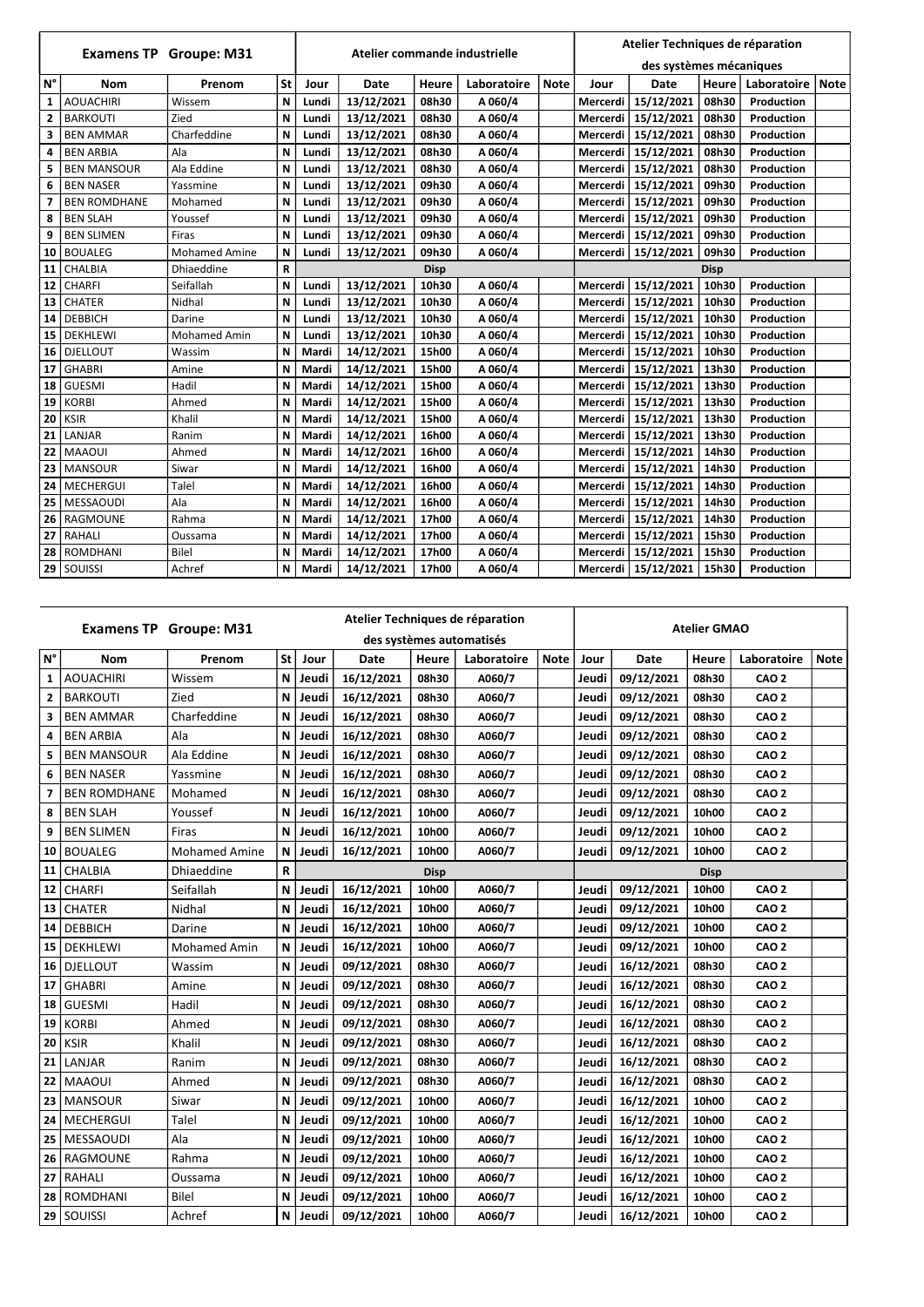| Examens TP Groupe: M31 | | | | Atelier commande industrielle | | | | | Atelier Techniques de réparation des systèmes mécaniques | | | | |
|---|---|---|---|---|---|---|---|---|---|---|---|---|---|
| N° | Nom | Prenom | St | Jour | Date | Heure | Laboratoire | Note | Jour | Date | Heure | Laboratoire | Note |
| 1 | AOUACHIRI | Wissem | N | Lundi | 13/12/2021 | 08h30 | A 060/4 | | Mercerdi | 15/12/2021 | 08h30 | Production | |
| 2 | BARKOUTI | Zied | N | Lundi | 13/12/2021 | 08h30 | A 060/4 | | Mercerdi | 15/12/2021 | 08h30 | Production | |
| 3 | BEN AMMAR | Charfeddine | N | Lundi | 13/12/2021 | 08h30 | A 060/4 | | Mercerdi | 15/12/2021 | 08h30 | Production | |
| 4 | BEN ARBIA | Ala | N | Lundi | 13/12/2021 | 08h30 | A 060/4 | | Mercerdi | 15/12/2021 | 08h30 | Production | |
| 5 | BEN MANSOUR | Ala Eddine | N | Lundi | 13/12/2021 | 08h30 | A 060/4 | | Mercerdi | 15/12/2021 | 08h30 | Production | |
| 6 | BEN NASER | Yassmine | N | Lundi | 13/12/2021 | 09h30 | A 060/4 | | Mercerdi | 15/12/2021 | 09h30 | Production | |
| 7 | BEN ROMDHANE | Mohamed | N | Lundi | 13/12/2021 | 09h30 | A 060/4 | | Mercerdi | 15/12/2021 | 09h30 | Production | |
| 8 | BEN SLAH | Youssef | N | Lundi | 13/12/2021 | 09h30 | A 060/4 | | Mercerdi | 15/12/2021 | 09h30 | Production | |
| 9 | BEN SLIMEN | Firas | N | Lundi | 13/12/2021 | 09h30 | A 060/4 | | Mercerdi | 15/12/2021 | 09h30 | Production | |
| 10 | BOUALEG | Mohamed Amine | N | Lundi | 13/12/2021 | 09h30 | A 060/4 | | Mercerdi | 15/12/2021 | 09h30 | Production | |
| 11 | CHALBIA | Dhiaeddine | R | | | Disp | | | | | Disp | | |
| 12 | CHARFI | Seifallah | N | Lundi | 13/12/2021 | 10h30 | A 060/4 | | Mercerdi | 15/12/2021 | 10h30 | Production | |
| 13 | CHATER | Nidhal | N | Lundi | 13/12/2021 | 10h30 | A 060/4 | | Mercerdi | 15/12/2021 | 10h30 | Production | |
| 14 | DEBBICH | Darine | N | Lundi | 13/12/2021 | 10h30 | A 060/4 | | Mercerdi | 15/12/2021 | 10h30 | Production | |
| 15 | DEKHLEWI | Mohamed Amin | N | Lundi | 13/12/2021 | 10h30 | A 060/4 | | Mercerdi | 15/12/2021 | 10h30 | Production | |
| 16 | DJELLOUT | Wassim | N | Mardi | 14/12/2021 | 15h00 | A 060/4 | | Mercerdi | 15/12/2021 | 10h30 | Production | |
| 17 | GHABRI | Amine | N | Mardi | 14/12/2021 | 15h00 | A 060/4 | | Mercerdi | 15/12/2021 | 13h30 | Production | |
| 18 | GUESMI | Hadil | N | Mardi | 14/12/2021 | 15h00 | A 060/4 | | Mercerdi | 15/12/2021 | 13h30 | Production | |
| 19 | KORBI | Ahmed | N | Mardi | 14/12/2021 | 15h00 | A 060/4 | | Mercerdi | 15/12/2021 | 13h30 | Production | |
| 20 | KSIR | Khalil | N | Mardi | 14/12/2021 | 15h00 | A 060/4 | | Mercerdi | 15/12/2021 | 13h30 | Production | |
| 21 | LANJAR | Ranim | N | Mardi | 14/12/2021 | 16h00 | A 060/4 | | Mercerdi | 15/12/2021 | 13h30 | Production | |
| 22 | MAAOUI | Ahmed | N | Mardi | 14/12/2021 | 16h00 | A 060/4 | | Mercerdi | 15/12/2021 | 14h30 | Production | |
| 23 | MANSOUR | Siwar | N | Mardi | 14/12/2021 | 16h00 | A 060/4 | | Mercerdi | 15/12/2021 | 14h30 | Production | |
| 24 | MECHERGUI | Talel | N | Mardi | 14/12/2021 | 16h00 | A 060/4 | | Mercerdi | 15/12/2021 | 14h30 | Production | |
| 25 | MESSAOUDI | Ala | N | Mardi | 14/12/2021 | 16h00 | A 060/4 | | Mercerdi | 15/12/2021 | 14h30 | Production | |
| 26 | RAGMOUNE | Rahma | N | Mardi | 14/12/2021 | 17h00 | A 060/4 | | Mercerdi | 15/12/2021 | 14h30 | Production | |
| 27 | RAHALI | Oussama | N | Mardi | 14/12/2021 | 17h00 | A 060/4 | | Mercerdi | 15/12/2021 | 15h30 | Production | |
| 28 | ROMDHANI | Bilel | N | Mardi | 14/12/2021 | 17h00 | A 060/4 | | Mercerdi | 15/12/2021 | 15h30 | Production | |
| 29 | SOUISSI | Achref | N | Mardi | 14/12/2021 | 17h00 | A 060/4 | | Mercerdi | 15/12/2021 | 15h30 | Production | |

| Examens TP Groupe: M31 | | | | Atelier Techniques de réparation des systèmes automatisés | | | | | Atelier GMAO | | | | |
|---|---|---|---|---|---|---|---|---|---|---|---|---|---|
| N° | Nom | Prenom | St | Jour | Date | Heure | Laboratoire | Note | Jour | Date | Heure | Laboratoire | Note |
| 1 | AOUACHIRI | Wissem | N | Jeudi | 16/12/2021 | 08h30 | A060/7 | | Jeudi | 09/12/2021 | 08h30 | CAO 2 | |
| 2 | BARKOUTI | Zied | N | Jeudi | 16/12/2021 | 08h30 | A060/7 | | Jeudi | 09/12/2021 | 08h30 | CAO 2 | |
| 3 | BEN AMMAR | Charfeddine | N | Jeudi | 16/12/2021 | 08h30 | A060/7 | | Jeudi | 09/12/2021 | 08h30 | CAO 2 | |
| 4 | BEN ARBIA | Ala | N | Jeudi | 16/12/2021 | 08h30 | A060/7 | | Jeudi | 09/12/2021 | 08h30 | CAO 2 | |
| 5 | BEN MANSOUR | Ala Eddine | N | Jeudi | 16/12/2021 | 08h30 | A060/7 | | Jeudi | 09/12/2021 | 08h30 | CAO 2 | |
| 6 | BEN NASER | Yassmine | N | Jeudi | 16/12/2021 | 08h30 | A060/7 | | Jeudi | 09/12/2021 | 08h30 | CAO 2 | |
| 7 | BEN ROMDHANE | Mohamed | N | Jeudi | 16/12/2021 | 08h30 | A060/7 | | Jeudi | 09/12/2021 | 08h30 | CAO 2 | |
| 8 | BEN SLAH | Youssef | N | Jeudi | 16/12/2021 | 10h00 | A060/7 | | Jeudi | 09/12/2021 | 10h00 | CAO 2 | |
| 9 | BEN SLIMEN | Firas | N | Jeudi | 16/12/2021 | 10h00 | A060/7 | | Jeudi | 09/12/2021 | 10h00 | CAO 2 | |
| 10 | BOUALEG | Mohamed Amine | N | Jeudi | 16/12/2021 | 10h00 | A060/7 | | Jeudi | 09/12/2021 | 10h00 | CAO 2 | |
| 11 | CHALBIA | Dhiaeddine | R | | | Disp | | | | | Disp | | |
| 12 | CHARFI | Seifallah | N | Jeudi | 16/12/2021 | 10h00 | A060/7 | | Jeudi | 09/12/2021 | 10h00 | CAO 2 | |
| 13 | CHATER | Nidhal | N | Jeudi | 16/12/2021 | 10h00 | A060/7 | | Jeudi | 09/12/2021 | 10h00 | CAO 2 | |
| 14 | DEBBICH | Darine | N | Jeudi | 16/12/2021 | 10h00 | A060/7 | | Jeudi | 09/12/2021 | 10h00 | CAO 2 | |
| 15 | DEKHLEWI | Mohamed Amin | N | Jeudi | 16/12/2021 | 10h00 | A060/7 | | Jeudi | 09/12/2021 | 10h00 | CAO 2 | |
| 16 | DJELLOUT | Wassim | N | Jeudi | 09/12/2021 | 08h30 | A060/7 | | Jeudi | 16/12/2021 | 08h30 | CAO 2 | |
| 17 | GHABRI | Amine | N | Jeudi | 09/12/2021 | 08h30 | A060/7 | | Jeudi | 16/12/2021 | 08h30 | CAO 2 | |
| 18 | GUESMI | Hadil | N | Jeudi | 09/12/2021 | 08h30 | A060/7 | | Jeudi | 16/12/2021 | 08h30 | CAO 2 | |
| 19 | KORBI | Ahmed | N | Jeudi | 09/12/2021 | 08h30 | A060/7 | | Jeudi | 16/12/2021 | 08h30 | CAO 2 | |
| 20 | KSIR | Khalil | N | Jeudi | 09/12/2021 | 08h30 | A060/7 | | Jeudi | 16/12/2021 | 08h30 | CAO 2 | |
| 21 | LANJAR | Ranim | N | Jeudi | 09/12/2021 | 08h30 | A060/7 | | Jeudi | 16/12/2021 | 08h30 | CAO 2 | |
| 22 | MAAOUI | Ahmed | N | Jeudi | 09/12/2021 | 08h30 | A060/7 | | Jeudi | 16/12/2021 | 08h30 | CAO 2 | |
| 23 | MANSOUR | Siwar | N | Jeudi | 09/12/2021 | 10h00 | A060/7 | | Jeudi | 16/12/2021 | 10h00 | CAO 2 | |
| 24 | MECHERGUI | Talel | N | Jeudi | 09/12/2021 | 10h00 | A060/7 | | Jeudi | 16/12/2021 | 10h00 | CAO 2 | |
| 25 | MESSAOUDI | Ala | N | Jeudi | 09/12/2021 | 10h00 | A060/7 | | Jeudi | 16/12/2021 | 10h00 | CAO 2 | |
| 26 | RAGMOUNE | Rahma | N | Jeudi | 09/12/2021 | 10h00 | A060/7 | | Jeudi | 16/12/2021 | 10h00 | CAO 2 | |
| 27 | RAHALI | Oussama | N | Jeudi | 09/12/2021 | 10h00 | A060/7 | | Jeudi | 16/12/2021 | 10h00 | CAO 2 | |
| 28 | ROMDHANI | Bilel | N | Jeudi | 09/12/2021 | 10h00 | A060/7 | | Jeudi | 16/12/2021 | 10h00 | CAO 2 | |
| 29 | SOUISSI | Achref | N | Jeudi | 09/12/2021 | 10h00 | A060/7 | | Jeudi | 16/12/2021 | 10h00 | CAO 2 | |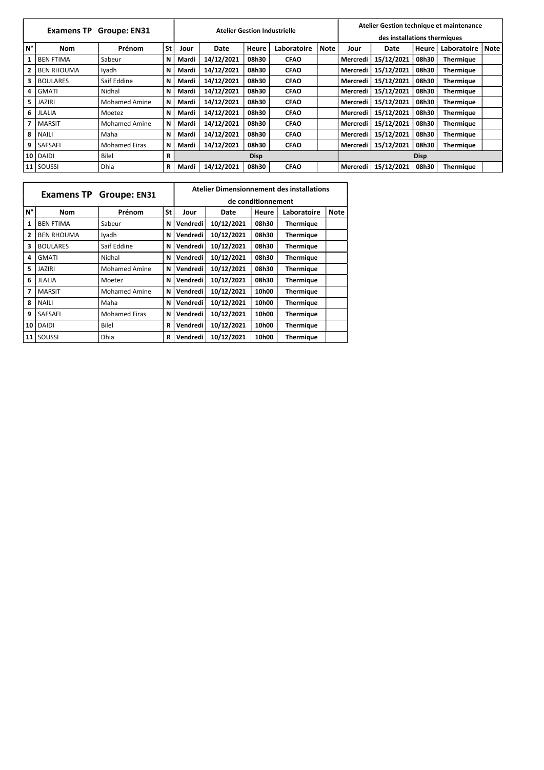| Examens TP Groupe: EN31 | | | | Atelier Gestion Industrielle | | | | | | Atelier Gestion technique et maintenance des installations thermiques | | | | |
|---|---|---|---|---|---|---|---|---|---|---|---|---|---|---|
| N° | Nom | Prénom | St | Jour | Date | Heure | Laboratoire | Note | Jour | Date | Heure | Laboratoire | Note |
| 1 | BEN FTIMA | Sabeur | N | Mardi | 14/12/2021 | 08h30 | CFAO | | Mercredi | 15/12/2021 | 08h30 | Thermique | |
| 2 | BEN RHOUMA | Iyadh | N | Mardi | 14/12/2021 | 08h30 | CFAO | | Mercredi | 15/12/2021 | 08h30 | Thermique | |
| 3 | BOULARES | Saif Eddine | N | Mardi | 14/12/2021 | 08h30 | CFAO | | Mercredi | 15/12/2021 | 08h30 | Thermique | |
| 4 | GMATI | Nidhal | N | Mardi | 14/12/2021 | 08h30 | CFAO | | Mercredi | 15/12/2021 | 08h30 | Thermique | |
| 5 | JAZIRI | Mohamed Amine | N | Mardi | 14/12/2021 | 08h30 | CFAO | | Mercredi | 15/12/2021 | 08h30 | Thermique | |
| 6 | JLALIA | Moetez | N | Mardi | 14/12/2021 | 08h30 | CFAO | | Mercredi | 15/12/2021 | 08h30 | Thermique | |
| 7 | MARSIT | Mohamed Amine | N | Mardi | 14/12/2021 | 08h30 | CFAO | | Mercredi | 15/12/2021 | 08h30 | Thermique | |
| 8 | NAILI | Maha | N | Mardi | 14/12/2021 | 08h30 | CFAO | | Mercredi | 15/12/2021 | 08h30 | Thermique | |
| 9 | SAFSAFI | Mohamed Firas | N | Mardi | 14/12/2021 | 08h30 | CFAO | | Mercredi | 15/12/2021 | 08h30 | Thermique | |
| 10 | DAIDI | Bilel | R | | | Disp | | | | | Disp | | |
| 11 | SOUSSI | Dhia | R | Mardi | 14/12/2021 | 08h30 | CFAO | | Mercredi | 15/12/2021 | 08h30 | Thermique | |

| Examens TP Groupe: EN31 | | | | Atelier Dimensionnement des installations de conditionnement | | | | |
|---|---|---|---|---|---|---|---|---|
| N° | Nom | Prénom | St | Jour | Date | Heure | Laboratoire | Note |
| 1 | BEN FTIMA | Sabeur | N | Vendredi | 10/12/2021 | 08h30 | Thermique | |
| 2 | BEN RHOUMA | Iyadh | N | Vendredi | 10/12/2021 | 08h30 | Thermique | |
| 3 | BOULARES | Saif Eddine | N | Vendredi | 10/12/2021 | 08h30 | Thermique | |
| 4 | GMATI | Nidhal | N | Vendredi | 10/12/2021 | 08h30 | Thermique | |
| 5 | JAZIRI | Mohamed Amine | N | Vendredi | 10/12/2021 | 08h30 | Thermique | |
| 6 | JLALIA | Moetez | N | Vendredi | 10/12/2021 | 08h30 | Thermique | |
| 7 | MARSIT | Mohamed Amine | N | Vendredi | 10/12/2021 | 10h00 | Thermique | |
| 8 | NAILI | Maha | N | Vendredi | 10/12/2021 | 10h00 | Thermique | |
| 9 | SAFSAFI | Mohamed Firas | N | Vendredi | 10/12/2021 | 10h00 | Thermique | |
| 10 | DAIDI | Bilel | R | Vendredi | 10/12/2021 | 10h00 | Thermique | |
| 11 | SOUSSI | Dhia | R | Vendredi | 10/12/2021 | 10h00 | Thermique | |